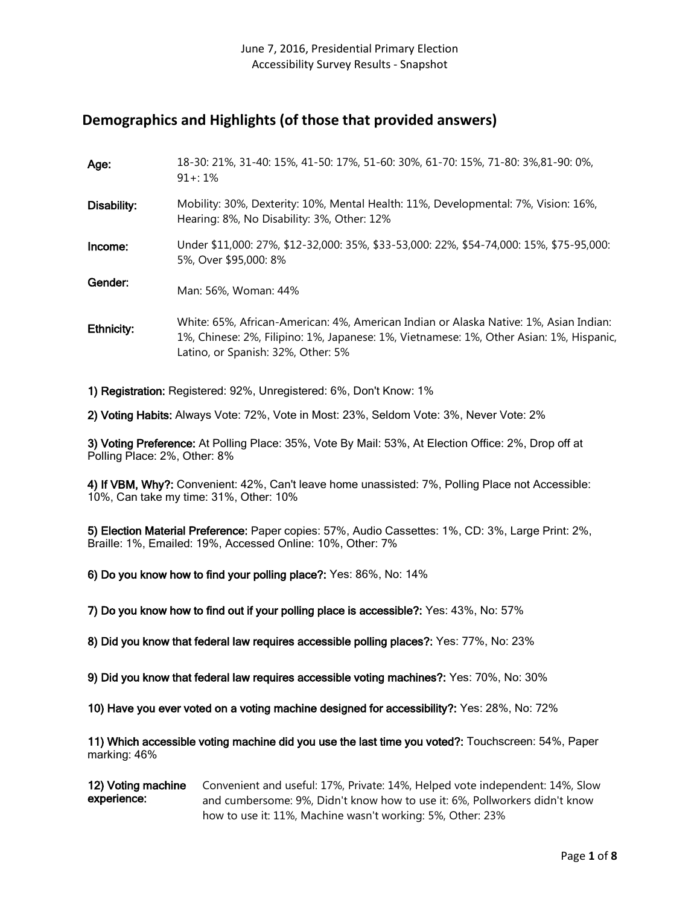June 7, 2016, Presidential Primary Election
Accessibility Survey Results - Snapshot

## Demographics and Highlights (of those that provided answers)

**Age:** 18-30: 21%, 31-40: 15%, 41-50: 17%, 51-60: 30%, 61-70: 15%, 71-80: 3%,81-90: 0%, 91+: 1%

**Disability:** Mobility: 30%, Dexterity: 10%, Mental Health: 11%, Developmental: 7%, Vision: 16%, Hearing: 8%, No Disability: 3%, Other: 12%

**Income:** Under $11,000: 27%, $12-32,000: 35%, $33-53,000: 22%, $54-74,000: 15%, $75-95,000: 5%, Over $95,000: 8%

**Gender:** Man: 56%, Woman: 44%

**Ethnicity:** White: 65%, African-American: 4%, American Indian or Alaska Native: 1%, Asian Indian: 1%, Chinese: 2%, Filipino: 1%, Japanese: 1%, Vietnamese: 1%, Other Asian: 1%, Hispanic, Latino, or Spanish: 32%, Other: 5%

**1) Registration:** Registered: 92%, Unregistered: 6%, Don't Know: 1%

**2) Voting Habits:** Always Vote: 72%, Vote in Most: 23%, Seldom Vote: 3%, Never Vote: 2%

**3) Voting Preference:** At Polling Place: 35%, Vote By Mail: 53%, At Election Office: 2%, Drop off at Polling Place: 2%, Other: 8%

**4) If VBM, Why?:** Convenient: 42%, Can't leave home unassisted: 7%, Polling Place not Accessible: 10%, Can take my time: 31%, Other: 10%

**5) Election Material Preference:** Paper copies: 57%, Audio Cassettes: 1%, CD: 3%, Large Print: 2%, Braille: 1%, Emailed: 19%, Accessed Online: 10%, Other: 7%

**6) Do you know how to find your polling place?:** Yes: 86%, No: 14%

**7) Do you know how to find out if your polling place is accessible?:** Yes: 43%, No: 57%

**8) Did you know that federal law requires accessible polling places?:** Yes: 77%, No: 23%

**9) Did you know that federal law requires accessible voting machines?:** Yes: 70%, No: 30%

**10) Have you ever voted on a voting machine designed for accessibility?:** Yes: 28%, No: 72%

**11) Which accessible voting machine did you use the last time you voted?:** Touchscreen: 54%, Paper marking: 46%

**12) Voting machine experience:** Convenient and useful: 17%, Private: 14%, Helped vote independent: 14%, Slow and cumbersome: 9%, Didn't know how to use it: 6%, Pollworkers didn't know how to use it: 11%, Machine wasn't working: 5%, Other: 23%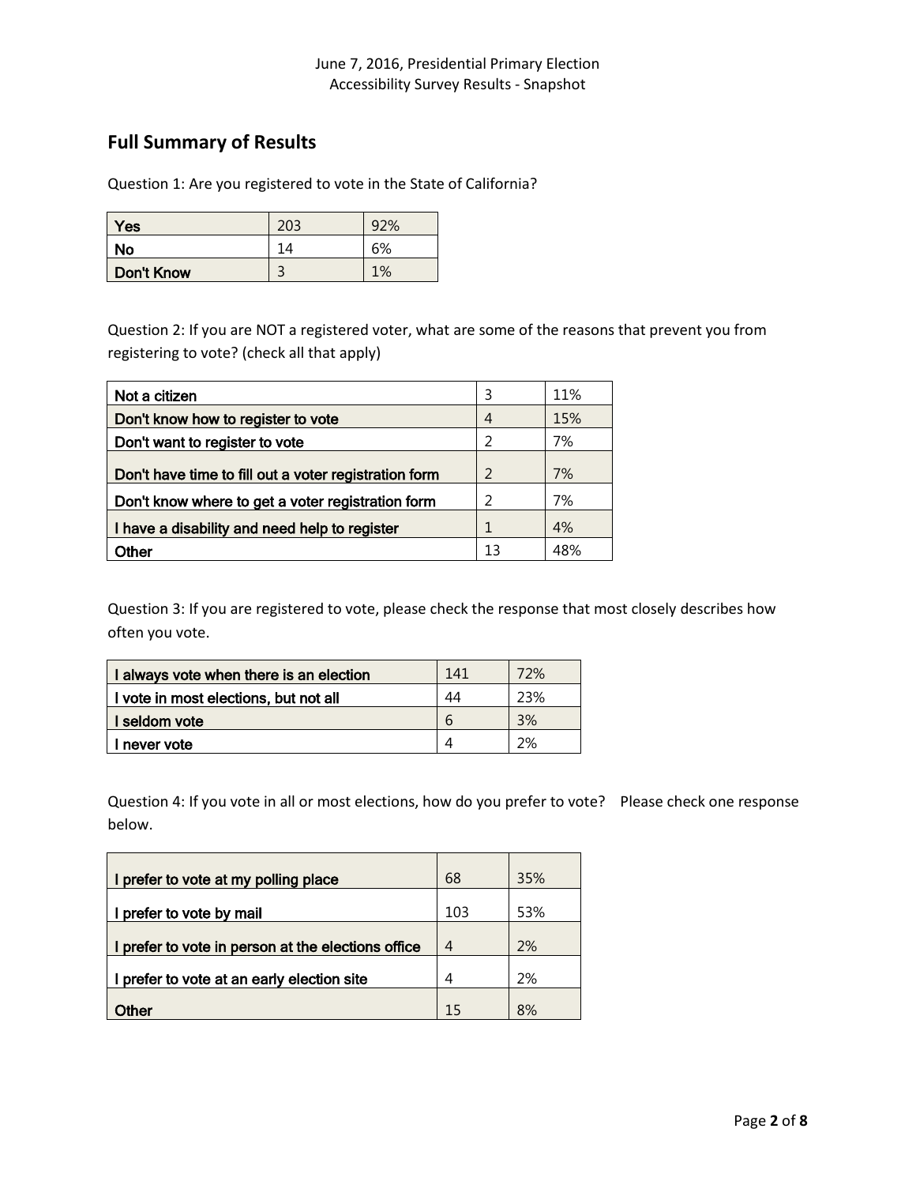June 7, 2016, Presidential Primary Election
Accessibility Survey Results - Snapshot

## Full Summary of Results

Question 1: Are you registered to vote in the State of California?

| | | |
|---|---|---|
| **Yes** | 203 | 92% |
| **No** | 14 | 6% |
| **Don't Know** | 3 | 1% |

Question 2: If you are NOT a registered voter, what are some of the reasons that prevent you from registering to vote? (check all that apply)

| | | |
|---|---|---|
| **Not a citizen** | 3 | 11% |
| **Don't know how to register to vote** | 4 | 15% |
| **Don't want to register to vote** | 2 | 7% |
| **Don't have time to fill out a voter registration form** | 2 | 7% |
| **Don't know where to get a voter registration form** | 2 | 7% |
| **I have a disability and need help to register** | 1 | 4% |
| **Other** | 13 | 48% |

Question 3: If you are registered to vote, please check the response that most closely describes how often you vote.

| | | |
|---|---|---|
| **I always vote when there is an election** | 141 | 72% |
| **I vote in most elections, but not all** | 44 | 23% |
| **I seldom vote** | 6 | 3% |
| **I never vote** | 4 | 2% |

Question 4: If you vote in all or most elections, how do you prefer to vote? Please check one response below.

| | | |
|---|---|---|
| **I prefer to vote at my polling place** | 68 | 35% |
| **I prefer to vote by mail** | 103 | 53% |
| **I prefer to vote in person at the elections office** | 4 | 2% |
| **I prefer to vote at an early election site** | 4 | 2% |
| **Other** | 15 | 8% |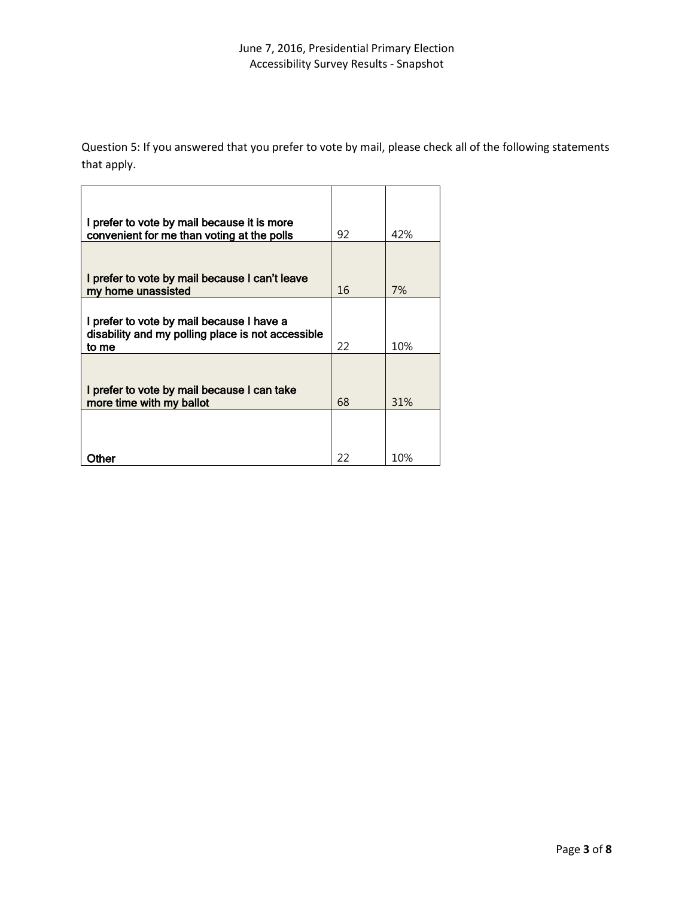Question 5: If you answered that you prefer to vote by mail, please check all of the following statements that apply.

| | | |
|---|---|---|
| **I prefer to vote by mail because it is more convenient for me than voting at the polls** | 92 | 42% |
| **I prefer to vote by mail because I can't leave my home unassisted** | 16 | 7% |
| **I prefer to vote by mail because I have a disability and my polling place is not accessible to me** | 22 | 10% |
| **I prefer to vote by mail because I can take more time with my ballot** | 68 | 31% |
| **Other** | 22 | 10% |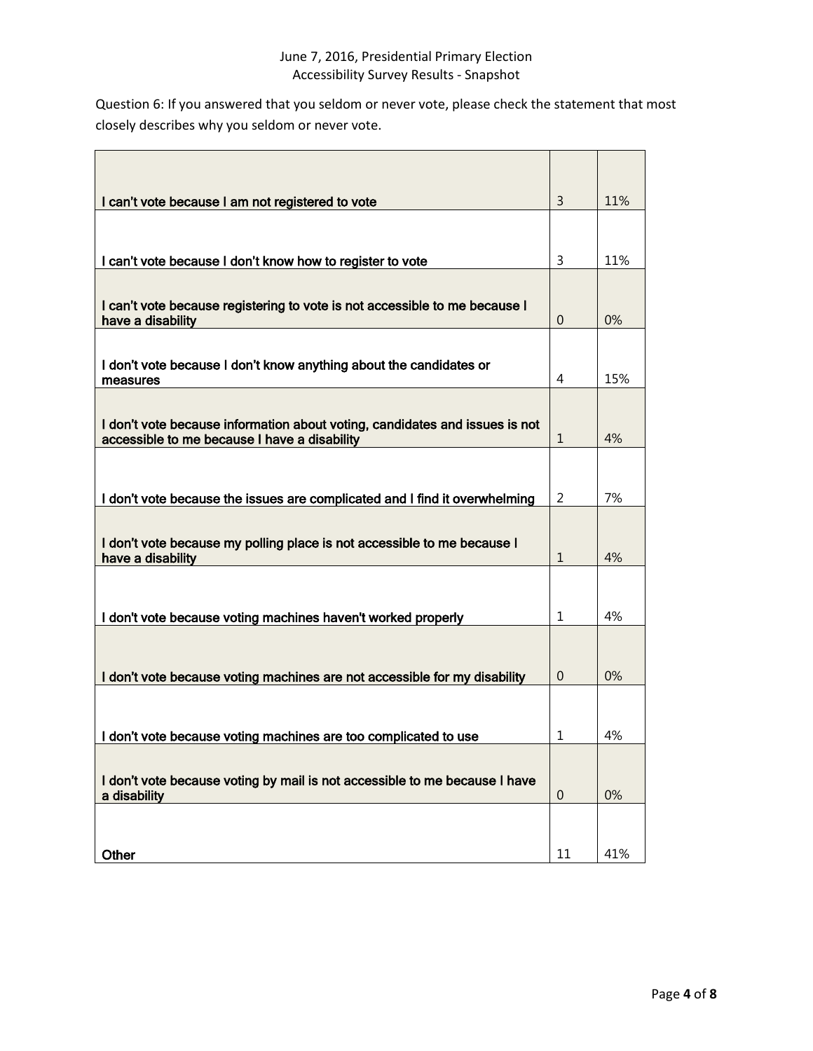June 7, 2016, Presidential Primary Election
Accessibility Survey Results - Snapshot

Question 6: If you answered that you seldom or never vote, please check the statement that most closely describes why you seldom or never vote.

| | | |
|---|---|---|
| I can't vote because I am not registered to vote | 3 | 11% |
| I can't vote because I don't know how to register to vote | 3 | 11% |
| I can't vote because registering to vote is not accessible to me because I have a disability | 0 | 0% |
| I don't vote because I don't know anything about the candidates or measures | 4 | 15% |
| I don't vote because information about voting, candidates and issues is not accessible to me because I have a disability | 1 | 4% |
| I don't vote because the issues are complicated and I find it overwhelming | 2 | 7% |
| I don't vote because my polling place is not accessible to me because I have a disability | 1 | 4% |
| I don't vote because voting machines haven't worked properly | 1 | 4% |
| I don't vote because voting machines are not accessible for my disability | 0 | 0% |
| I don't vote because voting machines are too complicated to use | 1 | 4% |
| I don't vote because voting by mail is not accessible to me because I have a disability | 0 | 0% |
| Other | 11 | 41% |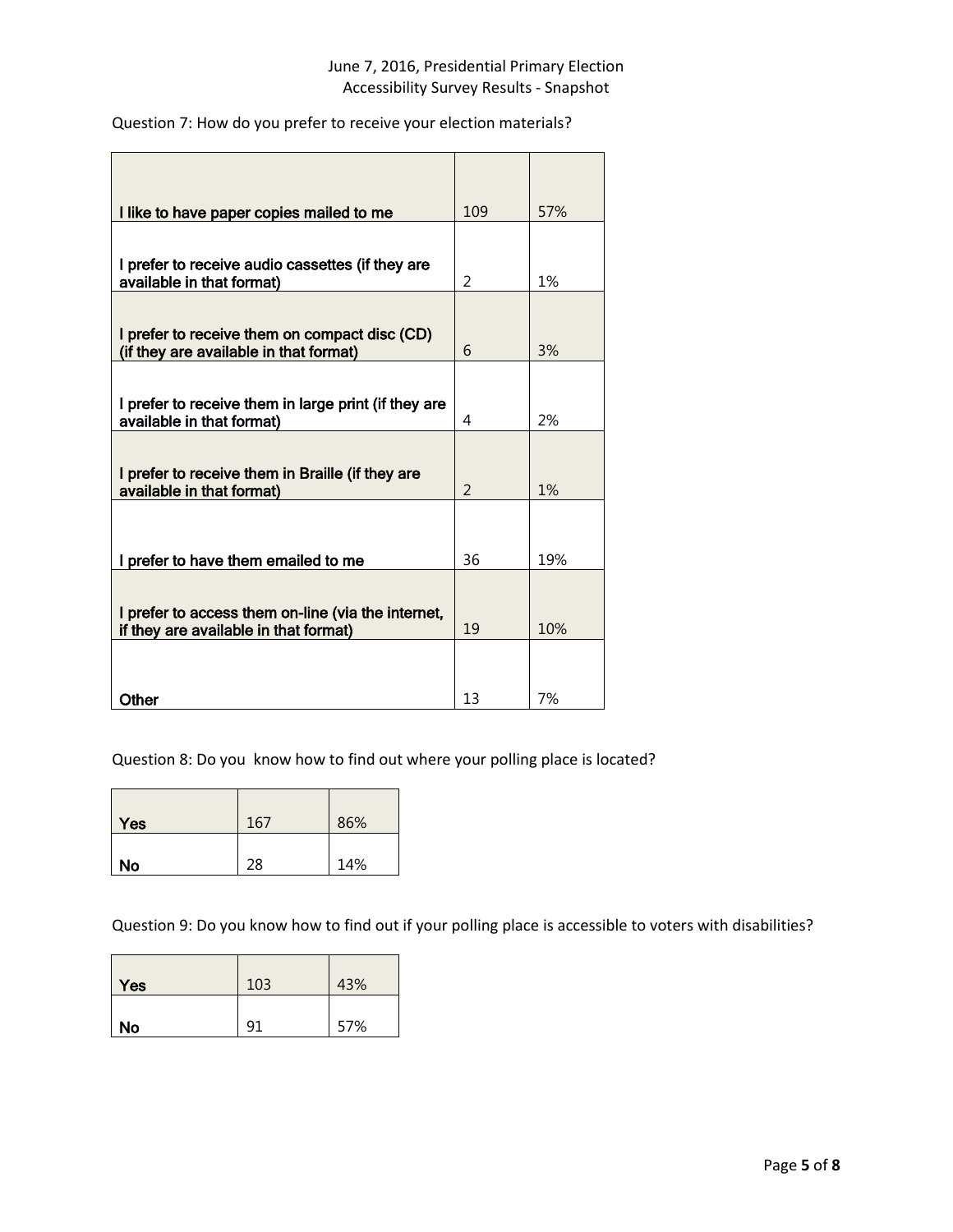June 7, 2016, Presidential Primary Election
Accessibility Survey Results - Snapshot

Question 7: How do you prefer to receive your election materials?

| | | |
|---|---|---|
| **I like to have paper copies mailed to me** | 109 | 57% |
| **I prefer to receive audio cassettes (if they are available in that format)** | 2 | 1% |
| **I prefer to receive them on compact disc (CD) (if they are available in that format)** | 6 | 3% |
| **I prefer to receive them in large print (if they are available in that format)** | 4 | 2% |
| **I prefer to receive them in Braille (if they are available in that format)** | 2 | 1% |
| **I prefer to have them emailed to me** | 36 | 19% |
| **I prefer to access them on-line (via the internet, if they are available in that format)** | 19 | 10% |
| **Other** | 13 | 7% |

Question 8: Do you know how to find out where your polling place is located?

| | | |
|---|---|---|
| **Yes** | 167 | 86% |
| **No** | 28 | 14% |

Question 9: Do you know how to find out if your polling place is accessible to voters with disabilities?

| | | |
|---|---|---|
| **Yes** | 103 | 43% |
| **No** | 91 | 57% |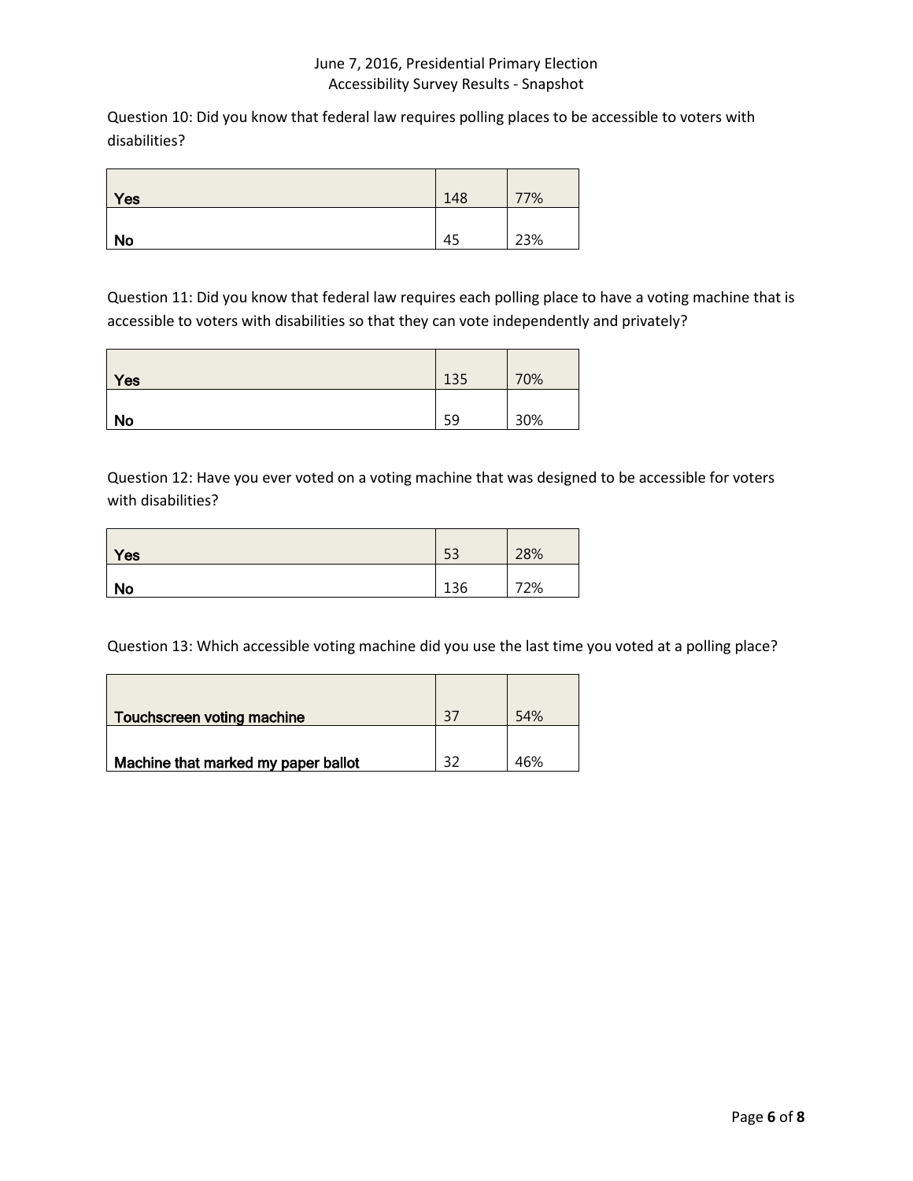Question 10: Did you know that federal law requires polling places to be accessible to voters with disabilities?

| | | |
|---|---|---|
| **Yes** | 148 | 77% |
| **No** | 45 | 23% |

Question 11: Did you know that federal law requires each polling place to have a voting machine that is accessible to voters with disabilities so that they can vote independently and privately?

| | | |
|---|---|---|
| **Yes** | 135 | 70% |
| **No** | 59 | 30% |

Question 12: Have you ever voted on a voting machine that was designed to be accessible for voters with disabilities?

| | | |
|---|---|---|
| **Yes** | 53 | 28% |
| **No** | 136 | 72% |

Question 13: Which accessible voting machine did you use the last time you voted at a polling place?

| | | |
|---|---|---|
| **Touchscreen voting machine** | 37 | 54% |
| **Machine that marked my paper ballot** | 32 | 46% |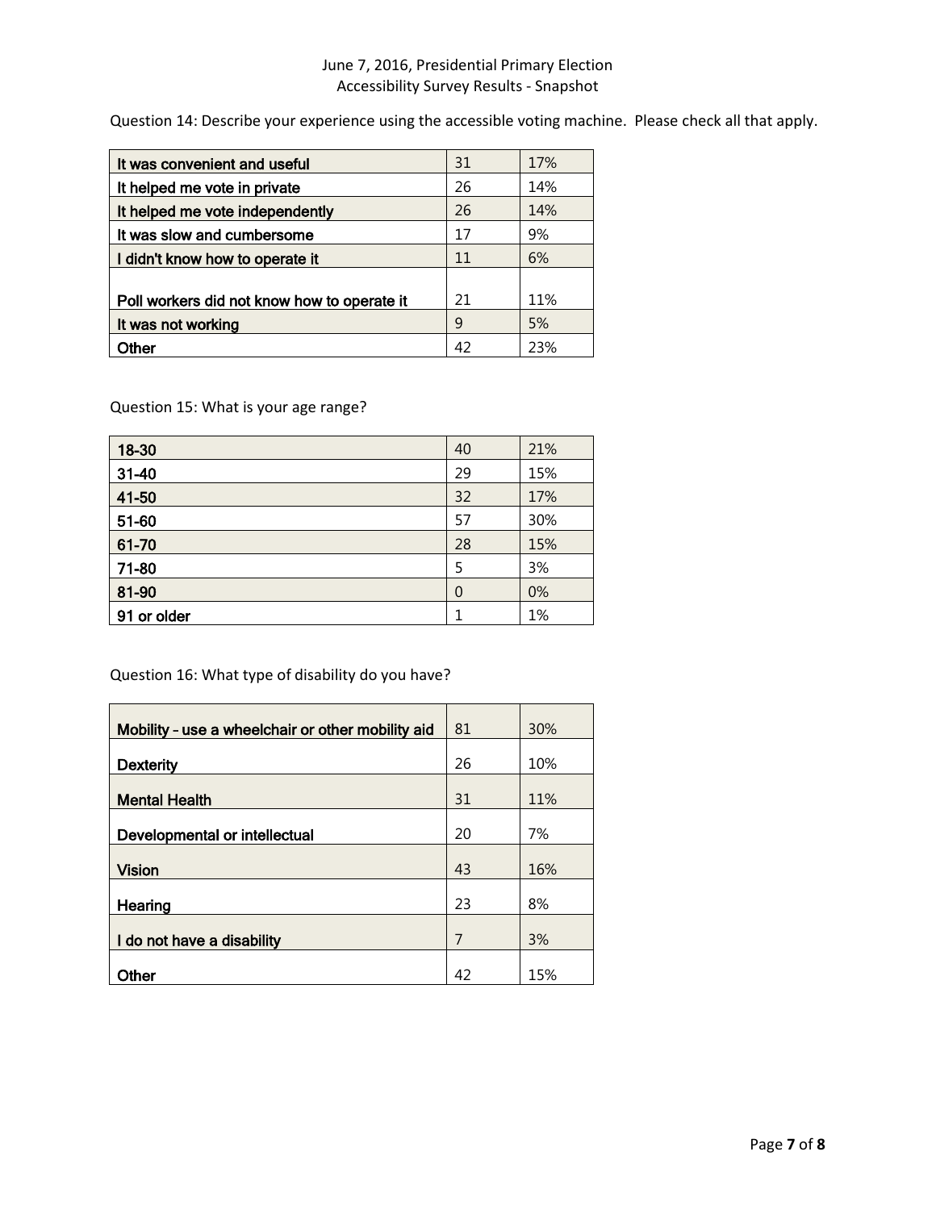Question 14: Describe your experience using the accessible voting machine. Please check all that apply.

| | | |
|---|---|---|
| It was convenient and useful | 31 | 17% |
| It helped me vote in private | 26 | 14% |
| It helped me vote independently | 26 | 14% |
| It was slow and cumbersome | 17 | 9% |
| I didn't know how to operate it | 11 | 6% |
| Poll workers did not know how to operate it | 21 | 11% |
| It was not working | 9 | 5% |
| Other | 42 | 23% |

Question 15: What is your age range?

| | | |
|---|---|---|
| 18-30 | 40 | 21% |
| 31-40 | 29 | 15% |
| 41-50 | 32 | 17% |
| 51-60 | 57 | 30% |
| 61-70 | 28 | 15% |
| 71-80 | 5 | 3% |
| 81-90 | 0 | 0% |
| 91 or older | 1 | 1% |

Question 16: What type of disability do you have?

| | | |
|---|---|---|
| Mobility - use a wheelchair or other mobility aid | 81 | 30% |
| Dexterity | 26 | 10% |
| Mental Health | 31 | 11% |
| Developmental or intellectual | 20 | 7% |
| Vision | 43 | 16% |
| Hearing | 23 | 8% |
| I do not have a disability | 7 | 3% |
| Other | 42 | 15% |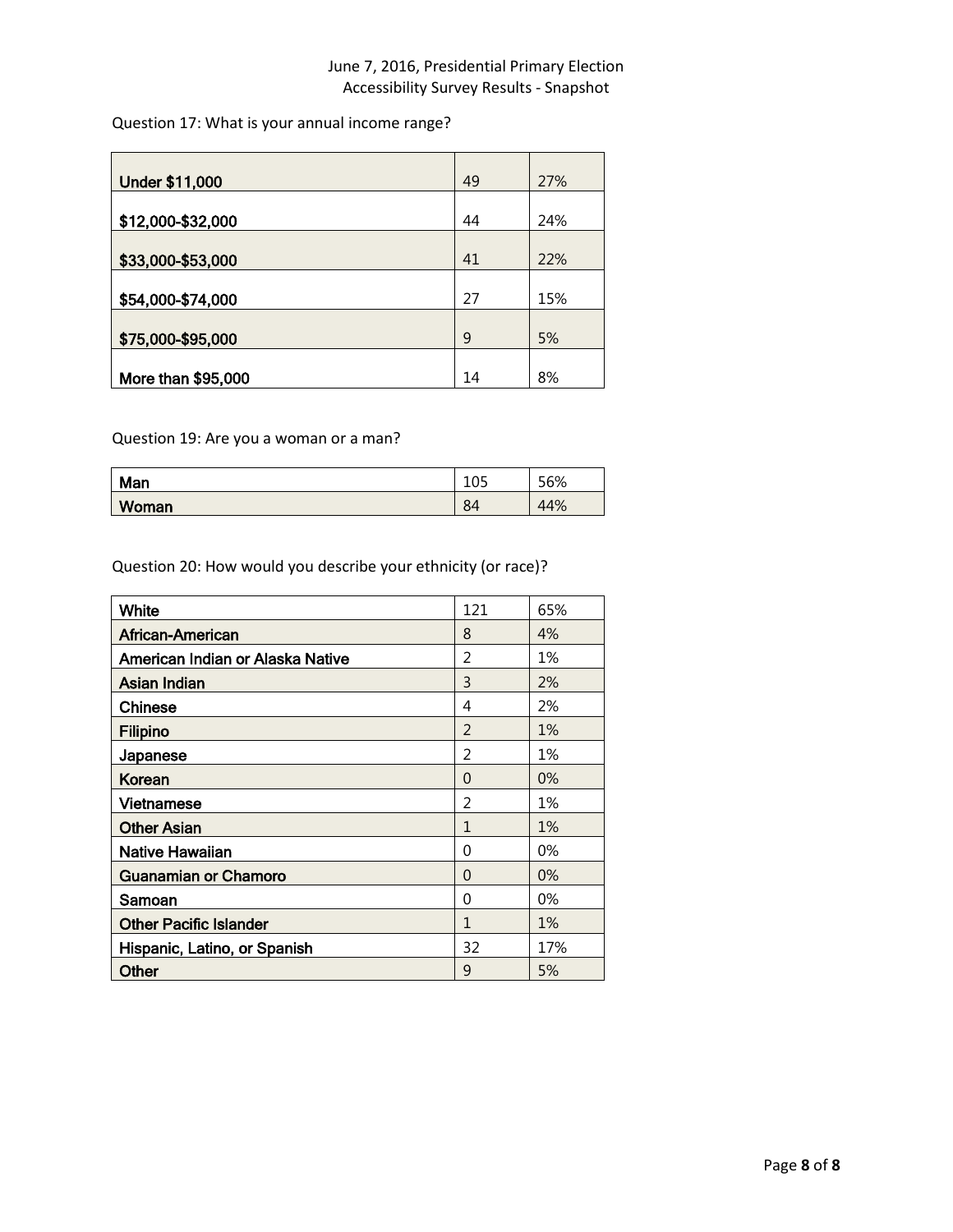Question 17: What is your annual income range?

| | | |
|---|---|---|
| **Under $11,000** | 49 | 27% |
| **$12,000-$32,000** | 44 | 24% |
| **$33,000-$53,000** | 41 | 22% |
| **$54,000-$74,000** | 27 | 15% |
| **$75,000-$95,000** | 9 | 5% |
| **More than $95,000** | 14 | 8% |

Question 19: Are you a woman or a man?

| | | |
|---|---|---|
| **Man** | 105 | 56% |
| **Woman** | 84 | 44% |

Question 20: How would you describe your ethnicity (or race)?

| | | |
|---|---|---|
| **White** | 121 | 65% |
| **African-American** | 8 | 4% |
| **American Indian or Alaska Native** | 2 | 1% |
| **Asian Indian** | 3 | 2% |
| **Chinese** | 4 | 2% |
| **Filipino** | 2 | 1% |
| **Japanese** | 2 | 1% |
| **Korean** | 0 | 0% |
| **Vietnamese** | 2 | 1% |
| **Other Asian** | 1 | 1% |
| **Native Hawaiian** | 0 | 0% |
| **Guanamian or Chamoro** | 0 | 0% |
| **Samoan** | 0 | 0% |
| **Other Pacific Islander** | 1 | 1% |
| **Hispanic, Latino, or Spanish** | 32 | 17% |
| **Other** | 9 | 5% |